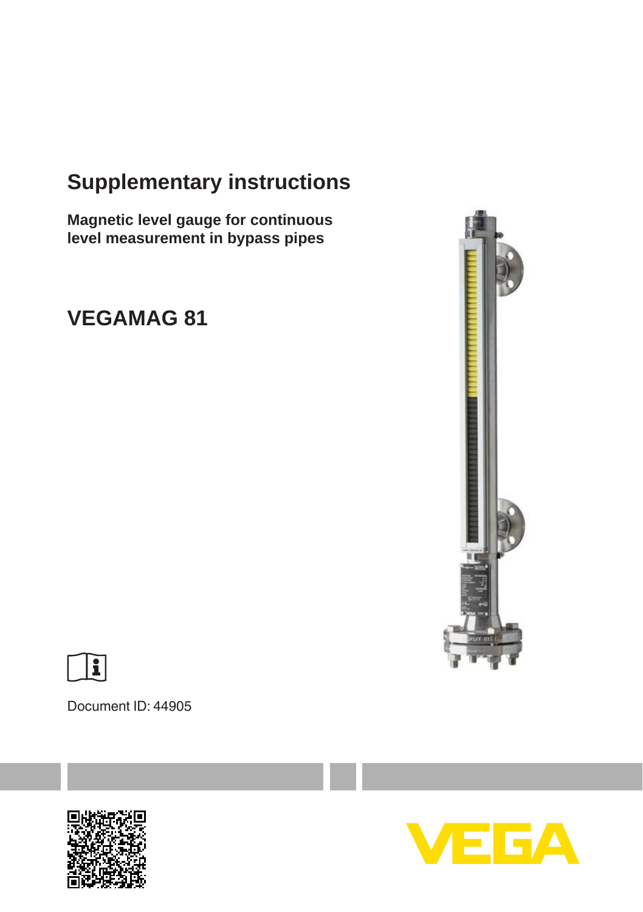# Supplementary instructions

**Magnetic level gauge for continuous level measurement in bypass pipes**

## VEGAMAG 81

Document ID: 44905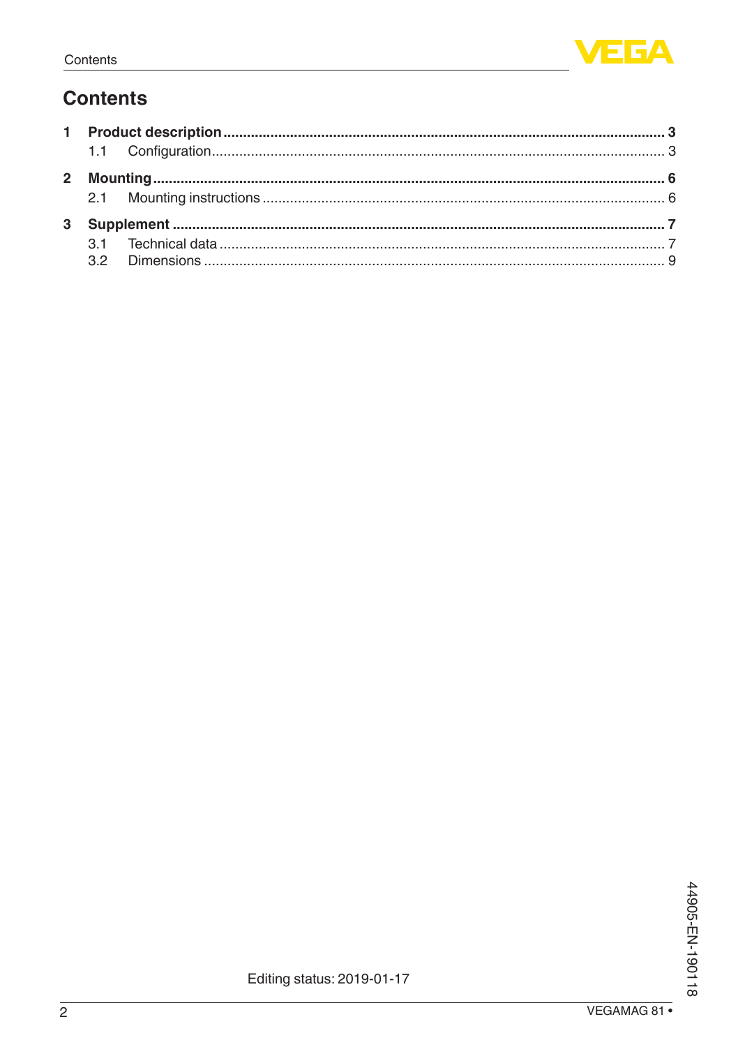# Contents

**1 Product description** .................................................. **3**
  1.1 Configuration .................................................. 3

**2 Mounting** .................................................. **6**
  2.1 Mounting instructions .................................................. 6

**3 Supplement** .................................................. **7**
  3.1 Technical data .................................................. 7
  3.2 Dimensions .................................................. 9

Editing status: 2019-01-17

44905-EN-190118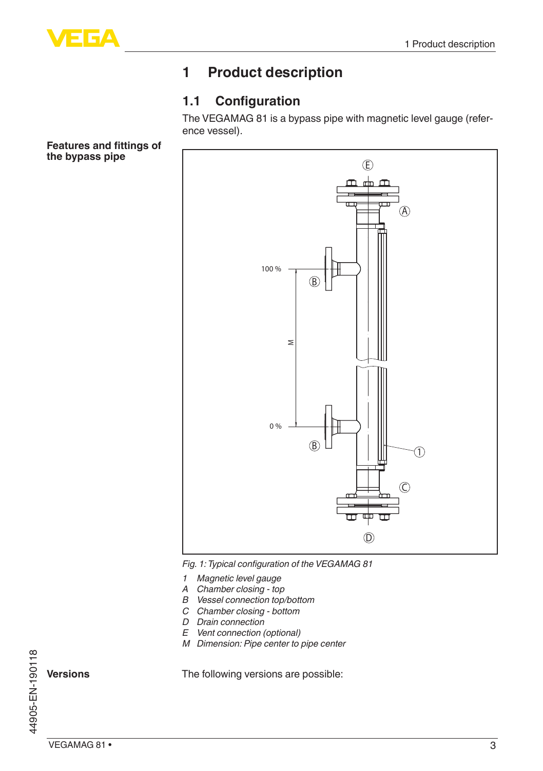# 1 Product description

## 1.1 Configuration

The VEGAMAG 81 is a bypass pipe with magnetic level gauge (reference vessel).

**Features and fittings of the bypass pipe**

*Fig. 1: Typical configuration of the VEGAMAG 81*

*1 Magnetic level gauge*
*A Chamber closing - top*
*B Vessel connection top/bottom*
*C Chamber closing - bottom*
*D Drain connection*
*E Vent connection (optional)*
*M Dimension: Pipe center to pipe center*

**Versions**

The following versions are possible: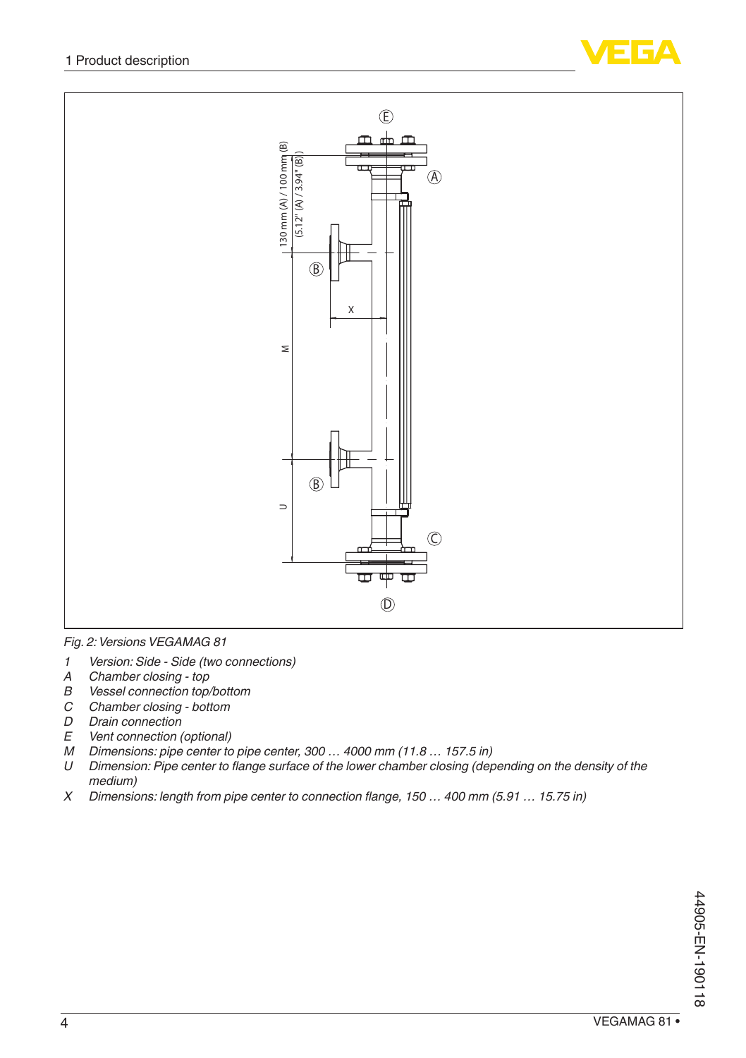Fig. 2: Versions VEGAMAG 81

- *1 Version: Side - Side (two connections)*
- *A Chamber closing - top*
- *B Vessel connection top/bottom*
- *C Chamber closing - bottom*
- *D Drain connection*
- *E Vent connection (optional)*
- *M Dimensions: pipe center to pipe center, 300 … 4000 mm (11.8 … 157.5 in)*
- *U Dimension: Pipe center to flange surface of the lower chamber closing (depending on the density of the medium)*
- *X Dimensions: length from pipe center to connection flange, 150 … 400 mm (5.91 … 15.75 in)*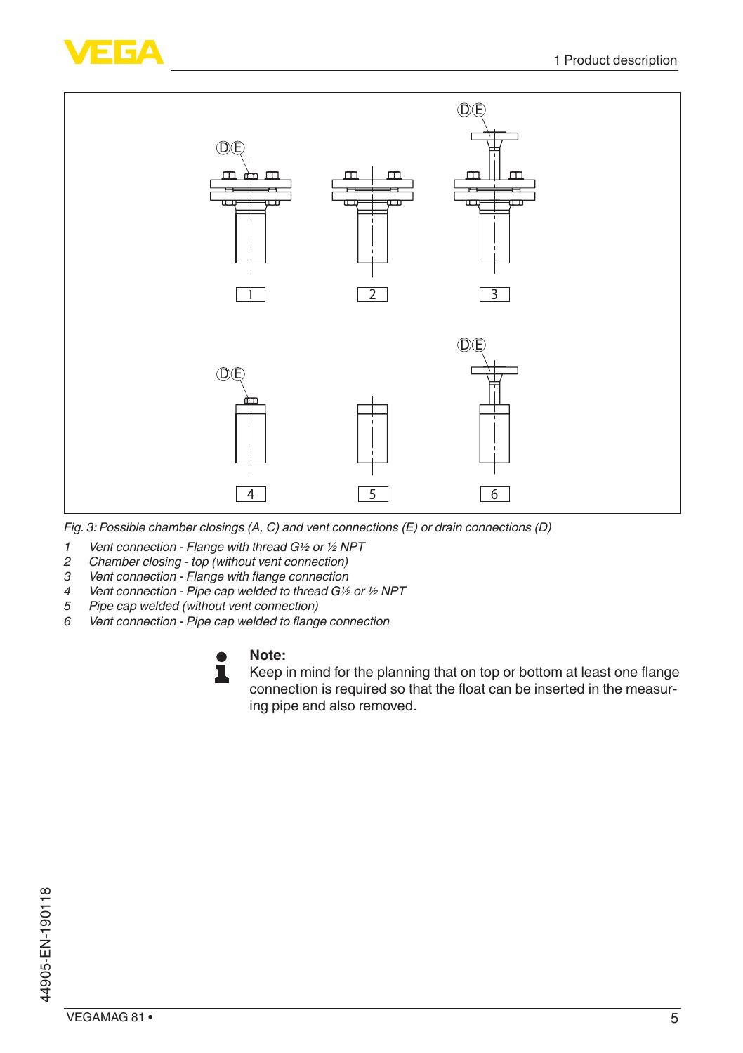*Fig. 3: Possible chamber closings (A, C) and vent connections (E) or drain connections (D)*

1. *Vent connection - Flange with thread G½ or ½ NPT*
2. *Chamber closing - top (without vent connection)*
3. *Vent connection - Flange with flange connection*
4. *Vent connection - Pipe cap welded to thread G½ or ½ NPT*
5. *Pipe cap welded (without vent connection)*
6. *Vent connection - Pipe cap welded to flange connection*

**Note:**
Keep in mind for the planning that on top or bottom at least one flange connection is required so that the float can be inserted in the measuring pipe and also removed.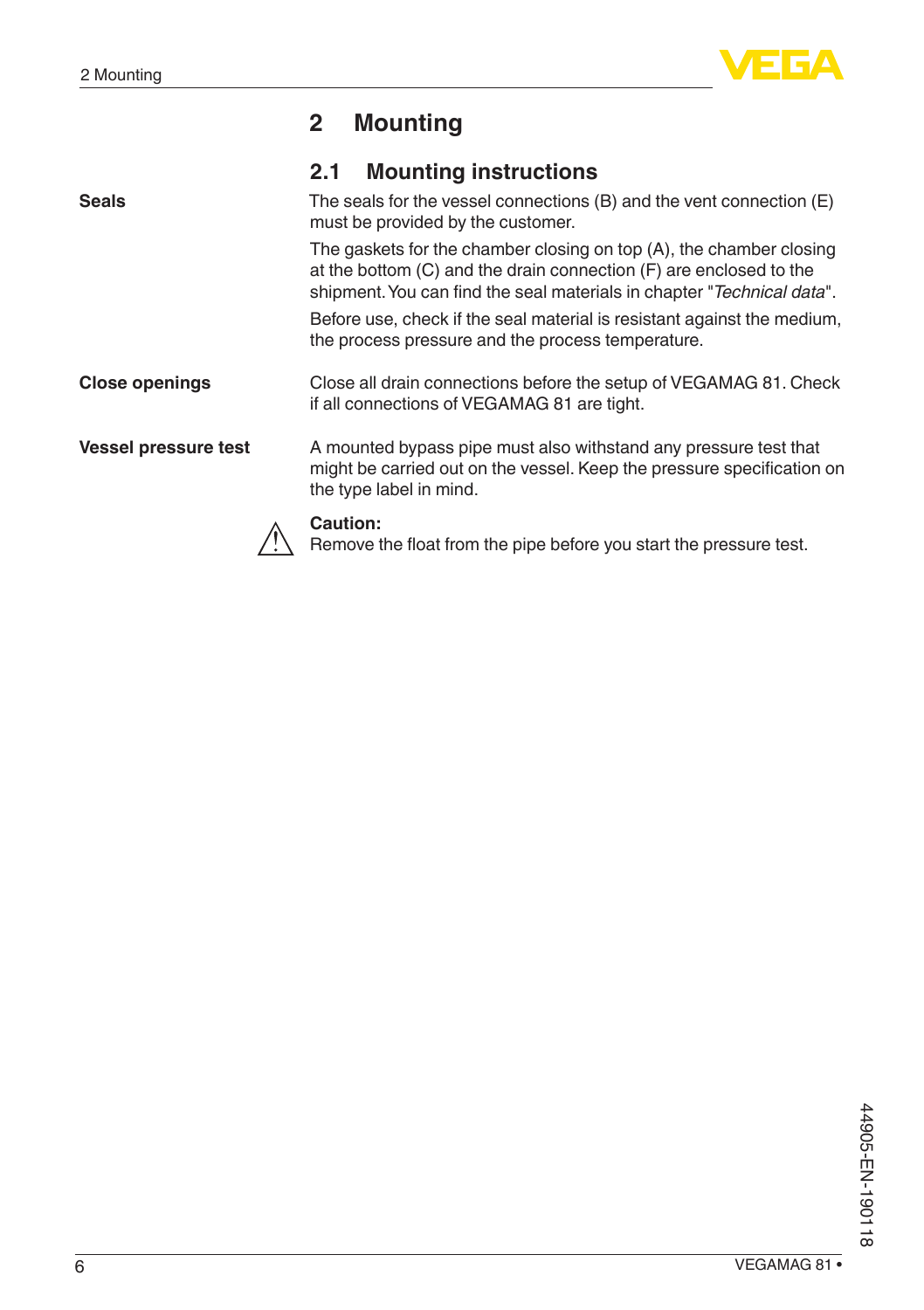# 2 Mounting

## 2.1 Mounting instructions

**Seals**

The seals for the vessel connections (B) and the vent connection (E) must be provided by the customer.

The gaskets for the chamber closing on top (A), the chamber closing at the bottom (C) and the drain connection (F) are enclosed to the shipment. You can find the seal materials in chapter "*Technical data*".

Before use, check if the seal material is resistant against the medium, the process pressure and the process temperature.

**Close openings**

Close all drain connections before the setup of VEGAMAG 81. Check if all connections of VEGAMAG 81 are tight.

**Vessel pressure test**

A mounted bypass pipe must also withstand any pressure test that might be carried out on the vessel. Keep the pressure specification on the type label in mind.

**Caution:**
Remove the float from the pipe before you start the pressure test.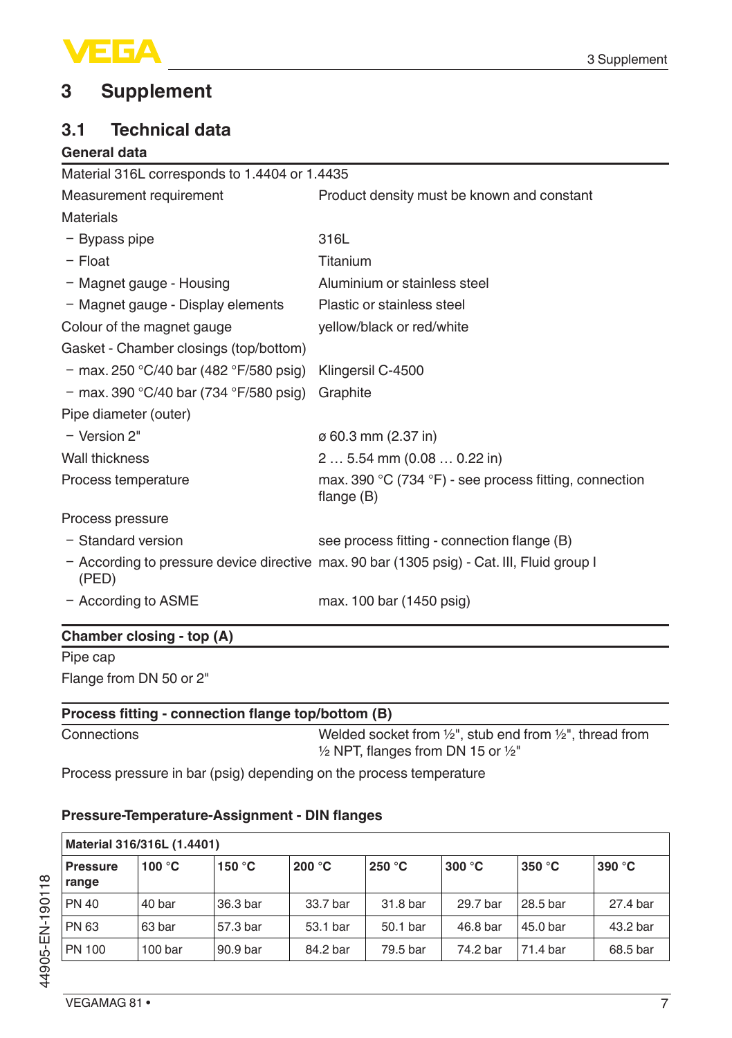# 3 Supplement

## 3.1 Technical data

### General data

Material 316L corresponds to 1.4404 or 1.4435

| | |
|---|---|
| Measurement requirement | Product density must be known and constant |
| Materials | |
| – Bypass pipe | 316L |
| – Float | Titanium |
| – Magnet gauge - Housing | Aluminium or stainless steel |
| – Magnet gauge - Display elements | Plastic or stainless steel |
| Colour of the magnet gauge | yellow/black or red/white |
| Gasket - Chamber closings (top/bottom) | |
| – max. 250 °C/40 bar (482 °F/580 psig) | Klingersil C-4500 |
| – max. 390 °C/40 bar (734 °F/580 psig) | Graphite |
| Pipe diameter (outer) | |
| – Version 2" | ø 60.3 mm (2.37 in) |
| Wall thickness | 2 … 5.54 mm (0.08 … 0.22 in) |
| Process temperature | max. 390 °C (734 °F) - see process fitting, connection flange (B) |
| Process pressure | |
| – Standard version | see process fitting - connection flange (B) |
| – According to pressure device directive (PED) | max. 90 bar (1305 psig) - Cat. III, Fluid group I |
| – According to ASME | max. 100 bar (1450 psig) |

### Chamber closing - top (A)

Pipe cap

Flange from DN 50 or 2"

### Process fitting - connection flange top/bottom (B)

| | |
|---|---|
| Connections | Welded socket from ½", stub end from ½", thread from ½ NPT, flanges from DN 15 or ½" |

Process pressure in bar (psig) depending on the process temperature

### Pressure-Temperature-Assignment - DIN flanges

| Material 316/316L (1.4401) | | | | | | | |
|---|---|---|---|---|---|---|---|
| **Pressure range** | **100 °C** | **150 °C** | **200 °C** | **250 °C** | **300 °C** | **350 °C** | **390 °C** |
| PN 40 | 40 bar | 36.3 bar | 33.7 bar | 31.8 bar | 29.7 bar | 28.5 bar | 27.4 bar |
| PN 63 | 63 bar | 57.3 bar | 53.1 bar | 50.1 bar | 46.8 bar | 45.0 bar | 43.2 bar |
| PN 100 | 100 bar | 90.9 bar | 84.2 bar | 79.5 bar | 74.2 bar | 71.4 bar | 68.5 bar |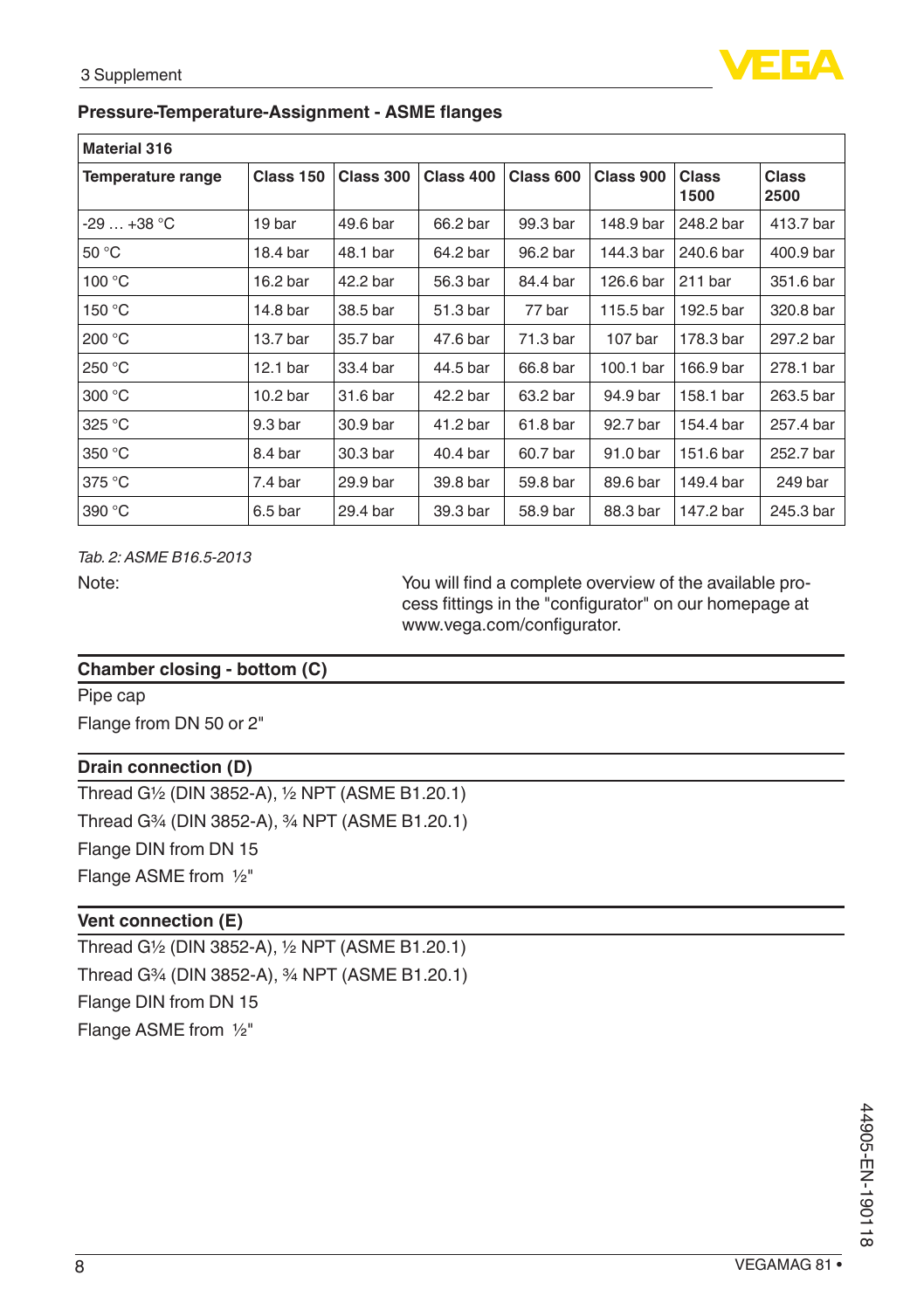### Pressure-Temperature-Assignment - ASME flanges

| Material 316 | | | | | | | |
|---|---|---|---|---|---|---|---|
| **Temperature range** | **Class 150** | **Class 300** | **Class 400** | **Class 600** | **Class 900** | **Class 1500** | **Class 2500** |
| -29 … +38 °C | 19 bar | 49.6 bar | 66.2 bar | 99.3 bar | 148.9 bar | 248.2 bar | 413.7 bar |
| 50 °C | 18.4 bar | 48.1 bar | 64.2 bar | 96.2 bar | 144.3 bar | 240.6 bar | 400.9 bar |
| 100 °C | 16.2 bar | 42.2 bar | 56.3 bar | 84.4 bar | 126.6 bar | 211 bar | 351.6 bar |
| 150 °C | 14.8 bar | 38.5 bar | 51.3 bar | 77 bar | 115.5 bar | 192.5 bar | 320.8 bar |
| 200 °C | 13.7 bar | 35.7 bar | 47.6 bar | 71.3 bar | 107 bar | 178.3 bar | 297.2 bar |
| 250 °C | 12.1 bar | 33.4 bar | 44.5 bar | 66.8 bar | 100.1 bar | 166.9 bar | 278.1 bar |
| 300 °C | 10.2 bar | 31.6 bar | 42.2 bar | 63.2 bar | 94.9 bar | 158.1 bar | 263.5 bar |
| 325 °C | 9.3 bar | 30.9 bar | 41.2 bar | 61.8 bar | 92.7 bar | 154.4 bar | 257.4 bar |
| 350 °C | 8.4 bar | 30.3 bar | 40.4 bar | 60.7 bar | 91.0 bar | 151.6 bar | 252.7 bar |
| 375 °C | 7.4 bar | 29.9 bar | 39.8 bar | 59.8 bar | 89.6 bar | 149.4 bar | 249 bar |
| 390 °C | 6.5 bar | 29.4 bar | 39.3 bar | 58.9 bar | 88.3 bar | 147.2 bar | 245.3 bar |

*Tab. 2: ASME B16.5-2013*

Note: You will find a complete overview of the available process fittings in the "configurator" on our homepage at www.vega.com/configurator.

### Chamber closing - bottom (C)

Pipe cap

Flange from DN 50 or 2"

### Drain connection (D)

Thread G½ (DIN 3852-A), ½ NPT (ASME B1.20.1)

Thread G¾ (DIN 3852-A), ¾ NPT (ASME B1.20.1)

Flange DIN from DN 15

Flange ASME from ½"

### Vent connection (E)

Thread G½ (DIN 3852-A), ½ NPT (ASME B1.20.1)

Thread G¾ (DIN 3852-A), ¾ NPT (ASME B1.20.1)

Flange DIN from DN 15

Flange ASME from ½"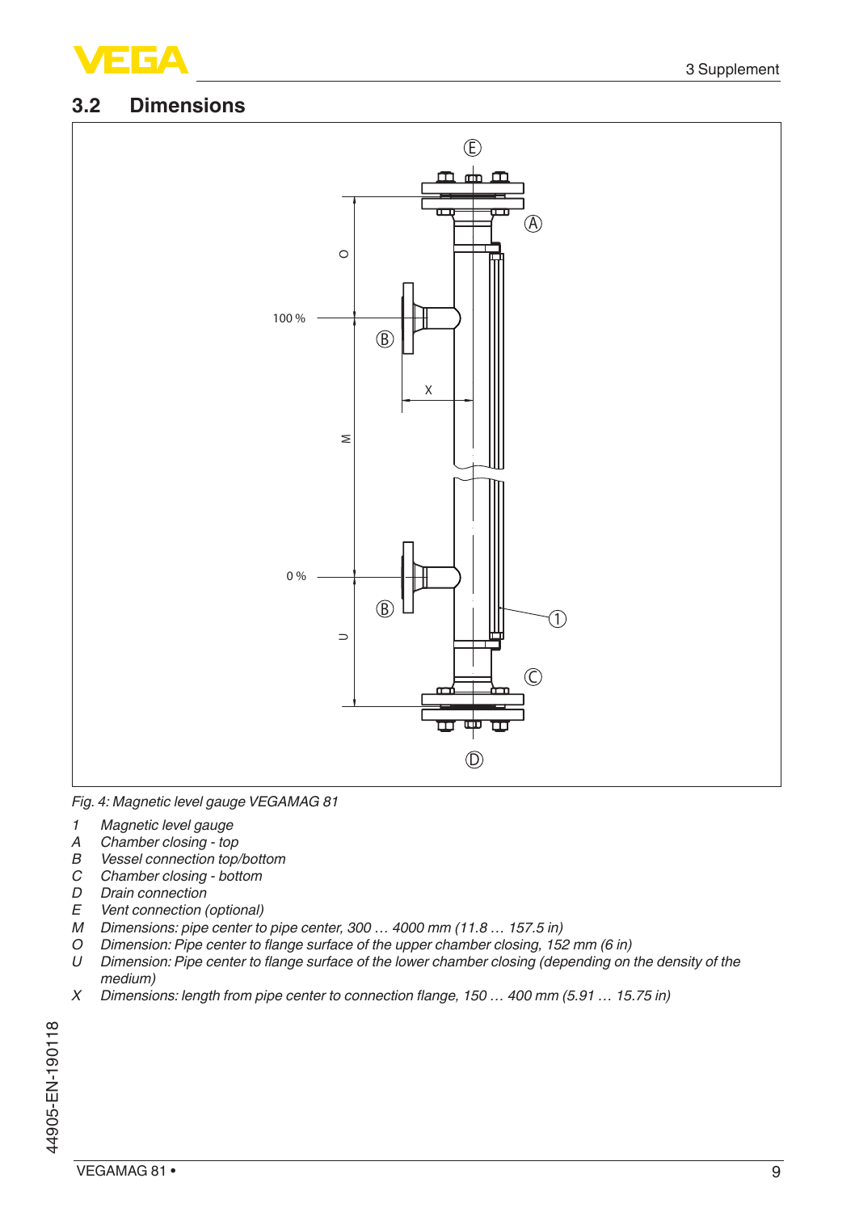## 3.2 Dimensions

*Fig. 4: Magnetic level gauge VEGAMAG 81*

1 Magnetic level gauge
A Chamber closing - top
B Vessel connection top/bottom
C Chamber closing - bottom
D Drain connection
E Vent connection (optional)
M Dimensions: pipe center to pipe center, 300 … 4000 mm (11.8 … 157.5 in)
O Dimension: Pipe center to flange surface of the upper chamber closing, 152 mm (6 in)
U Dimension: Pipe center to flange surface of the lower chamber closing (depending on the density of the medium)
X Dimensions: length from pipe center to connection flange, 150 … 400 mm (5.91 … 15.75 in)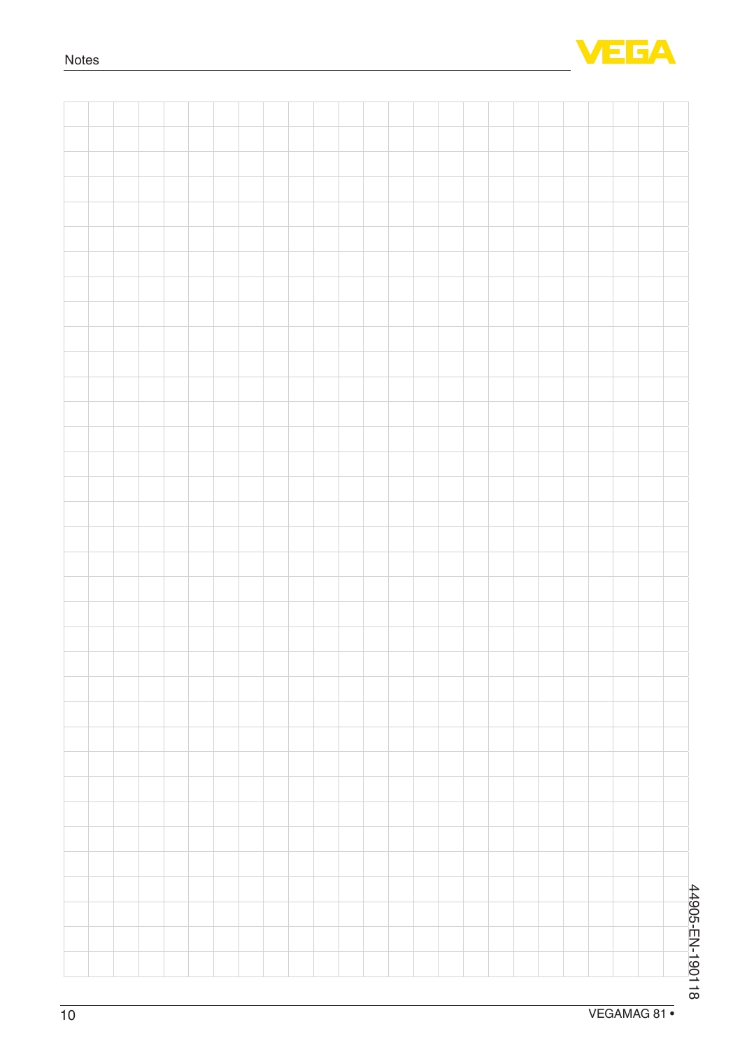# Notes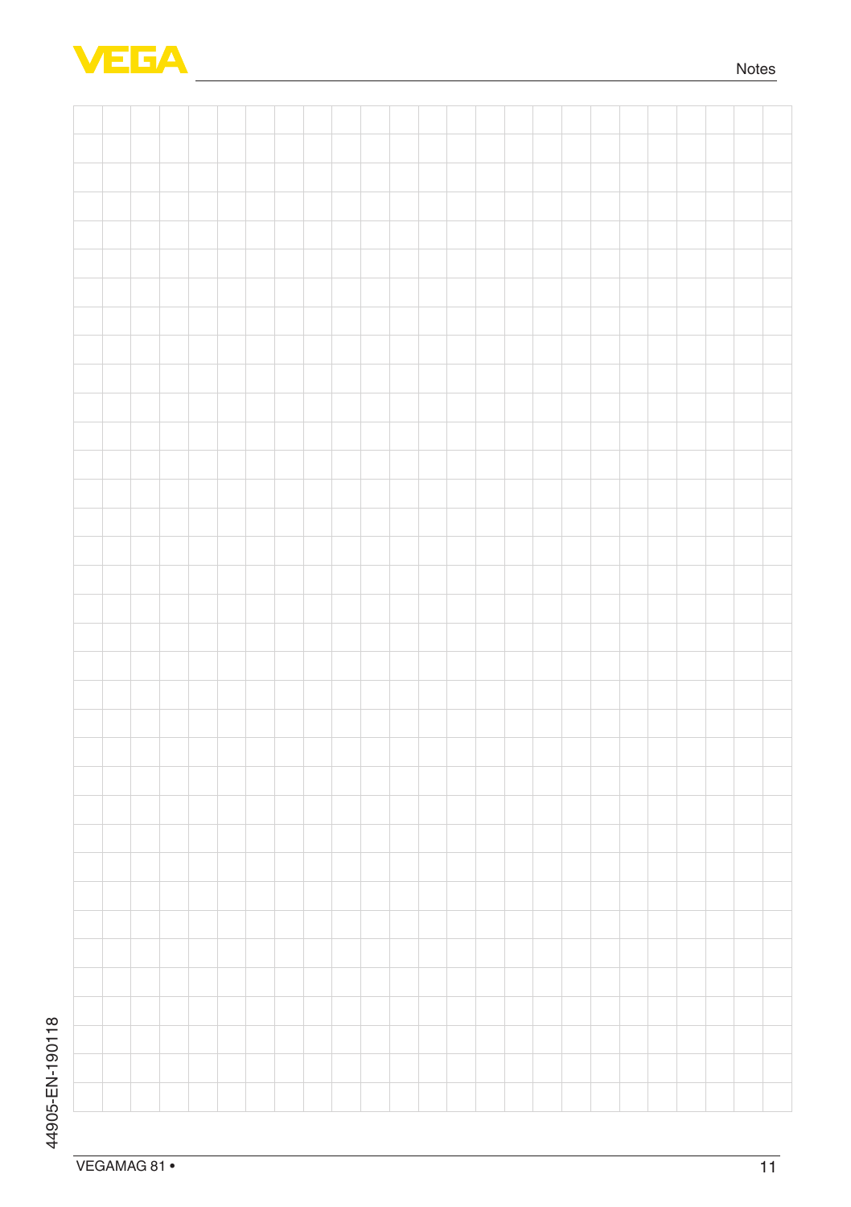# Notes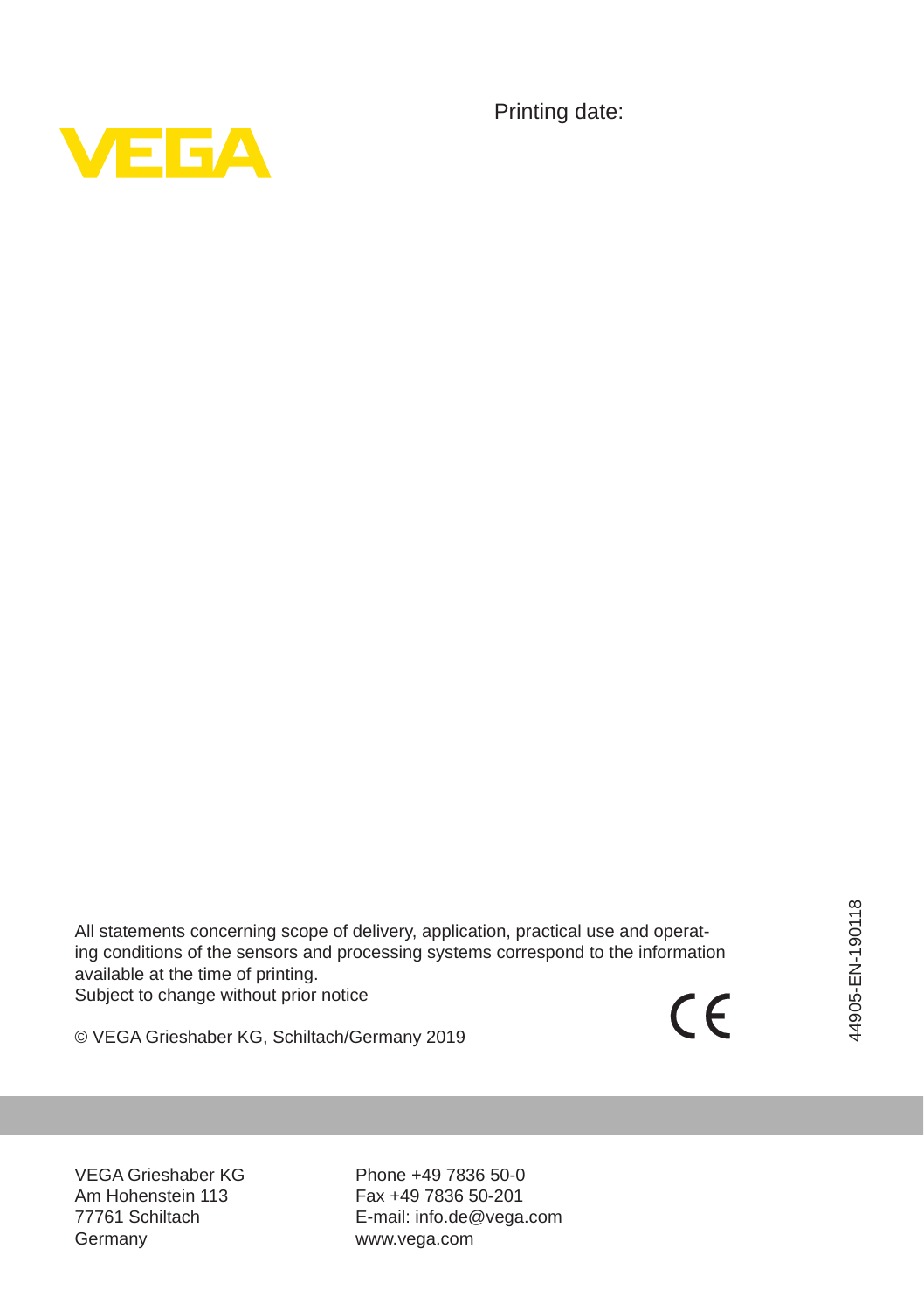Printing date:

VEGA

All statements concerning scope of delivery, application, practical use and operating conditions of the sensors and processing systems correspond to the information available at the time of printing.
Subject to change without prior notice

© VEGA Grieshaber KG, Schiltach/Germany 2019

CE

44905-EN-190118

VEGA Grieshaber KG
Am Hohenstein 113
77761 Schiltach
Germany

Phone +49 7836 50-0
Fax +49 7836 50-201
E-mail: info.de@vega.com
www.vega.com